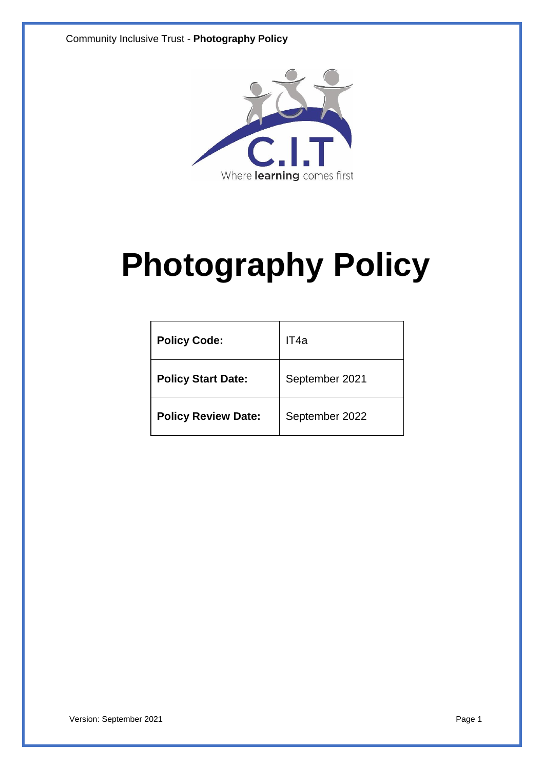C.I.T

Where **learning** comes first

# Photography Policy

| **Policy Code:** | IT4a |
| --- | --- |
| **Policy Start Date:** | September 2021 |
| **Policy Review Date:** | September 2022 |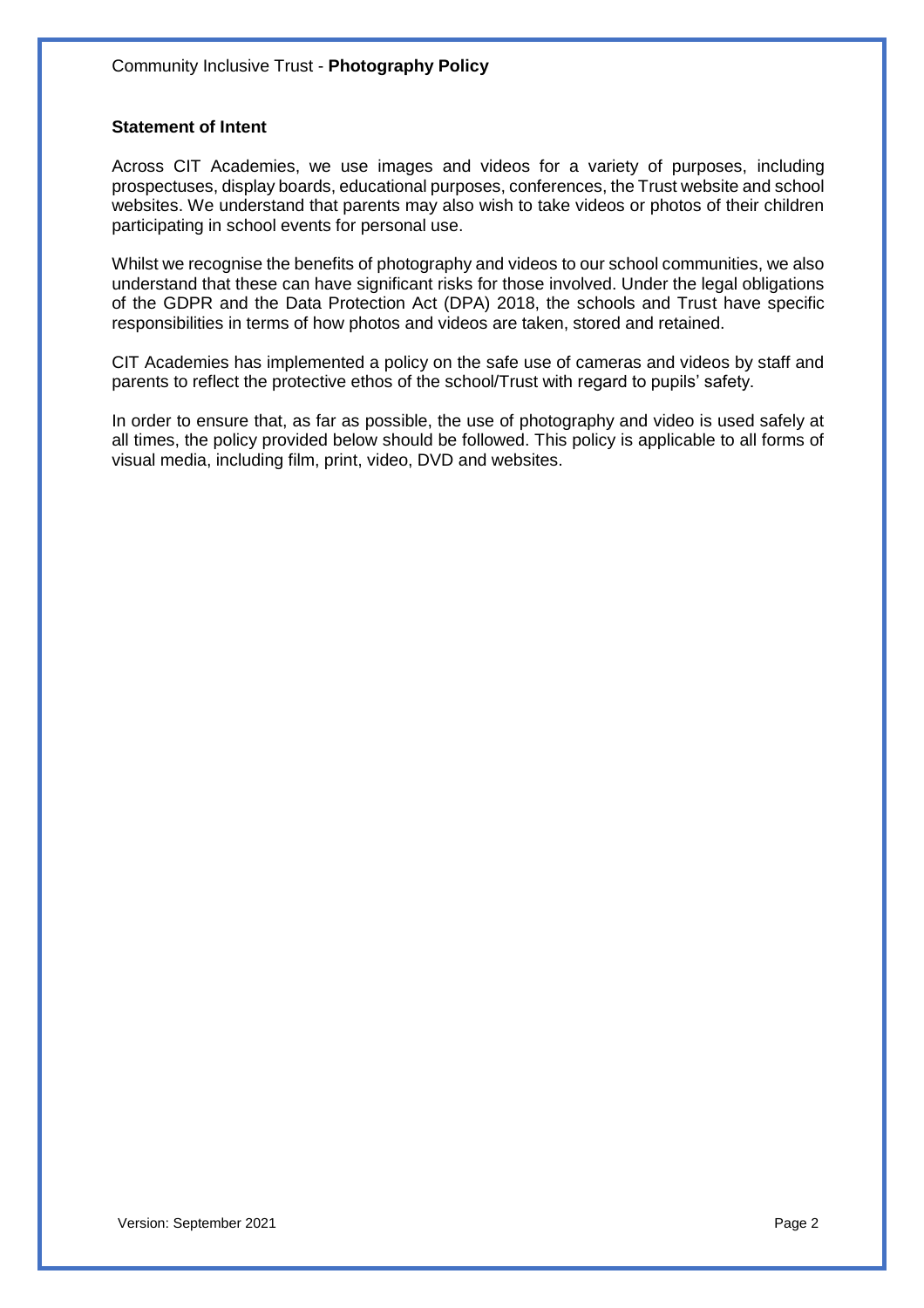## Statement of Intent

Across CIT Academies, we use images and videos for a variety of purposes, including prospectuses, display boards, educational purposes, conferences, the Trust website and school websites. We understand that parents may also wish to take videos or photos of their children participating in school events for personal use.

Whilst we recognise the benefits of photography and videos to our school communities, we also understand that these can have significant risks for those involved. Under the legal obligations of the GDPR and the Data Protection Act (DPA) 2018, the schools and Trust have specific responsibilities in terms of how photos and videos are taken, stored and retained.

CIT Academies has implemented a policy on the safe use of cameras and videos by staff and parents to reflect the protective ethos of the school/Trust with regard to pupils' safety.

In order to ensure that, as far as possible, the use of photography and video is used safely at all times, the policy provided below should be followed. This policy is applicable to all forms of visual media, including film, print, video, DVD and websites.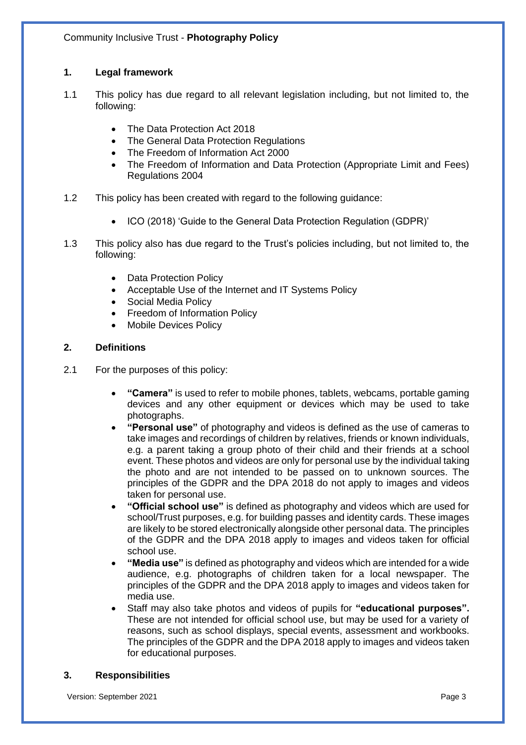## 1. Legal framework

1.1 This policy has due regard to all relevant legislation including, but not limited to, the following:

- The Data Protection Act 2018
- The General Data Protection Regulations
- The Freedom of Information Act 2000
- The Freedom of Information and Data Protection (Appropriate Limit and Fees) Regulations 2004

1.2 This policy has been created with regard to the following guidance:

- ICO (2018) 'Guide to the General Data Protection Regulation (GDPR)'

1.3 This policy also has due regard to the Trust's policies including, but not limited to, the following:

- Data Protection Policy
- Acceptable Use of the Internet and IT Systems Policy
- Social Media Policy
- Freedom of Information Policy
- Mobile Devices Policy

## 2. Definitions

2.1 For the purposes of this policy:

- **"Camera"** is used to refer to mobile phones, tablets, webcams, portable gaming devices and any other equipment or devices which may be used to take photographs.
- **"Personal use"** of photography and videos is defined as the use of cameras to take images and recordings of children by relatives, friends or known individuals, e.g. a parent taking a group photo of their child and their friends at a school event. These photos and videos are only for personal use by the individual taking the photo and are not intended to be passed on to unknown sources. The principles of the GDPR and the DPA 2018 do not apply to images and videos taken for personal use.
- **"Official school use"** is defined as photography and videos which are used for school/Trust purposes, e.g. for building passes and identity cards. These images are likely to be stored electronically alongside other personal data. The principles of the GDPR and the DPA 2018 apply to images and videos taken for official school use.
- **"Media use"** is defined as photography and videos which are intended for a wide audience, e.g. photographs of children taken for a local newspaper. The principles of the GDPR and the DPA 2018 apply to images and videos taken for media use.
- Staff may also take photos and videos of pupils for **"educational purposes".** These are not intended for official school use, but may be used for a variety of reasons, such as school displays, special events, assessment and workbooks. The principles of the GDPR and the DPA 2018 apply to images and videos taken for educational purposes.

## 3. Responsibilities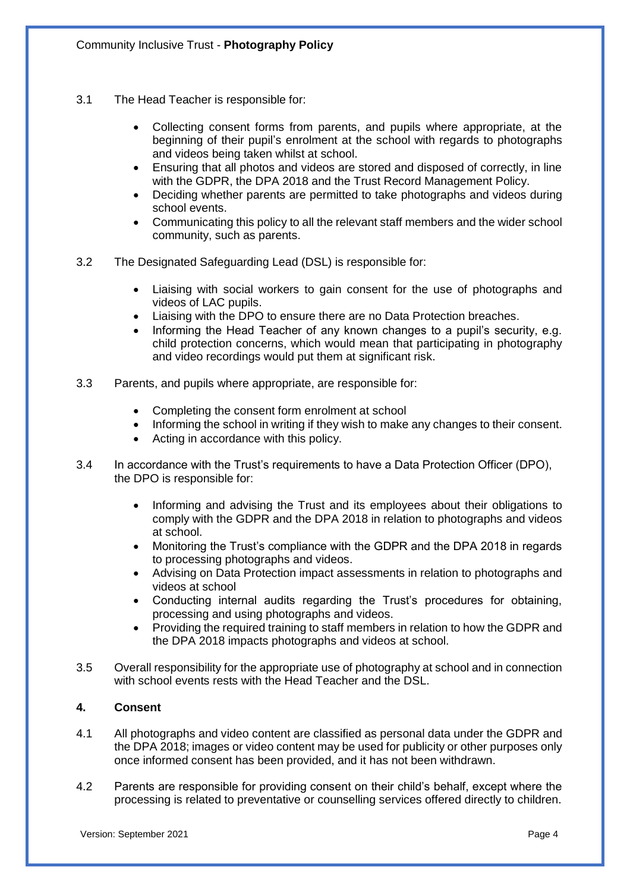3.1 The Head Teacher is responsible for:

- Collecting consent forms from parents, and pupils where appropriate, at the beginning of their pupil's enrolment at the school with regards to photographs and videos being taken whilst at school.
- Ensuring that all photos and videos are stored and disposed of correctly, in line with the GDPR, the DPA 2018 and the Trust Record Management Policy.
- Deciding whether parents are permitted to take photographs and videos during school events.
- Communicating this policy to all the relevant staff members and the wider school community, such as parents.

3.2 The Designated Safeguarding Lead (DSL) is responsible for:

- Liaising with social workers to gain consent for the use of photographs and videos of LAC pupils.
- Liaising with the DPO to ensure there are no Data Protection breaches.
- Informing the Head Teacher of any known changes to a pupil's security, e.g. child protection concerns, which would mean that participating in photography and video recordings would put them at significant risk.

3.3 Parents, and pupils where appropriate, are responsible for:

- Completing the consent form enrolment at school
- Informing the school in writing if they wish to make any changes to their consent.
- Acting in accordance with this policy.

3.4 In accordance with the Trust's requirements to have a Data Protection Officer (DPO), the DPO is responsible for:

- Informing and advising the Trust and its employees about their obligations to comply with the GDPR and the DPA 2018 in relation to photographs and videos at school.
- Monitoring the Trust's compliance with the GDPR and the DPA 2018 in regards to processing photographs and videos.
- Advising on Data Protection impact assessments in relation to photographs and videos at school
- Conducting internal audits regarding the Trust's procedures for obtaining, processing and using photographs and videos.
- Providing the required training to staff members in relation to how the GDPR and the DPA 2018 impacts photographs and videos at school.

3.5 Overall responsibility for the appropriate use of photography at school and in connection with school events rests with the Head Teacher and the DSL.

## 4. Consent

4.1 All photographs and video content are classified as personal data under the GDPR and the DPA 2018; images or video content may be used for publicity or other purposes only once informed consent has been provided, and it has not been withdrawn.

4.2 Parents are responsible for providing consent on their child's behalf, except where the processing is related to preventative or counselling services offered directly to children.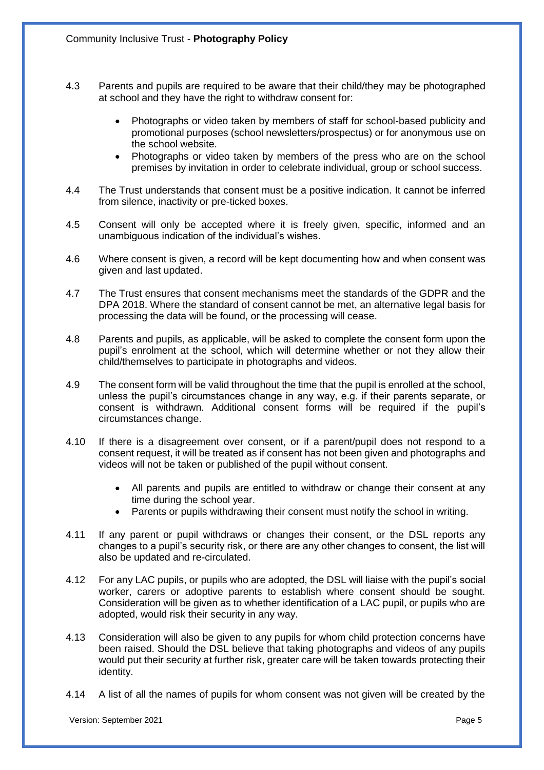4.3 Parents and pupils are required to be aware that their child/they may be photographed at school and they have the right to withdraw consent for:

- Photographs or video taken by members of staff for school-based publicity and promotional purposes (school newsletters/prospectus) or for anonymous use on the school website.
- Photographs or video taken by members of the press who are on the school premises by invitation in order to celebrate individual, group or school success.

4.4 The Trust understands that consent must be a positive indication. It cannot be inferred from silence, inactivity or pre-ticked boxes.

4.5 Consent will only be accepted where it is freely given, specific, informed and an unambiguous indication of the individual's wishes.

4.6 Where consent is given, a record will be kept documenting how and when consent was given and last updated.

4.7 The Trust ensures that consent mechanisms meet the standards of the GDPR and the DPA 2018. Where the standard of consent cannot be met, an alternative legal basis for processing the data will be found, or the processing will cease.

4.8 Parents and pupils, as applicable, will be asked to complete the consent form upon the pupil's enrolment at the school, which will determine whether or not they allow their child/themselves to participate in photographs and videos.

4.9 The consent form will be valid throughout the time that the pupil is enrolled at the school, unless the pupil's circumstances change in any way, e.g. if their parents separate, or consent is withdrawn. Additional consent forms will be required if the pupil's circumstances change.

4.10 If there is a disagreement over consent, or if a parent/pupil does not respond to a consent request, it will be treated as if consent has not been given and photographs and videos will not be taken or published of the pupil without consent.

- All parents and pupils are entitled to withdraw or change their consent at any time during the school year.
- Parents or pupils withdrawing their consent must notify the school in writing.

4.11 If any parent or pupil withdraws or changes their consent, or the DSL reports any changes to a pupil's security risk, or there are any other changes to consent, the list will also be updated and re-circulated.

4.12 For any LAC pupils, or pupils who are adopted, the DSL will liaise with the pupil's social worker, carers or adoptive parents to establish where consent should be sought. Consideration will be given as to whether identification of a LAC pupil, or pupils who are adopted, would risk their security in any way.

4.13 Consideration will also be given to any pupils for whom child protection concerns have been raised. Should the DSL believe that taking photographs and videos of any pupils would put their security at further risk, greater care will be taken towards protecting their identity.

4.14 A list of all the names of pupils for whom consent was not given will be created by the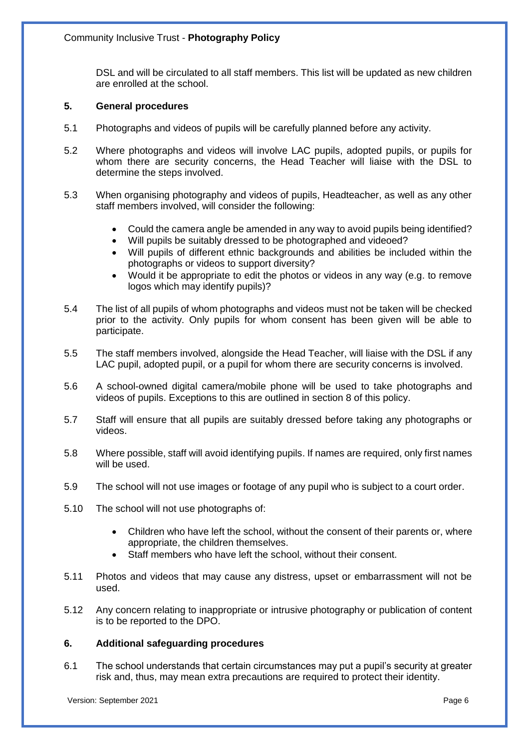DSL and will be circulated to all staff members. This list will be updated as new children are enrolled at the school.

## 5. General procedures

5.1 Photographs and videos of pupils will be carefully planned before any activity.

5.2 Where photographs and videos will involve LAC pupils, adopted pupils, or pupils for whom there are security concerns, the Head Teacher will liaise with the DSL to determine the steps involved.

5.3 When organising photography and videos of pupils, Headteacher, as well as any other staff members involved, will consider the following:

- Could the camera angle be amended in any way to avoid pupils being identified?
- Will pupils be suitably dressed to be photographed and videoed?
- Will pupils of different ethnic backgrounds and abilities be included within the photographs or videos to support diversity?
- Would it be appropriate to edit the photos or videos in any way (e.g. to remove logos which may identify pupils)?

5.4 The list of all pupils of whom photographs and videos must not be taken will be checked prior to the activity. Only pupils for whom consent has been given will be able to participate.

5.5 The staff members involved, alongside the Head Teacher, will liaise with the DSL if any LAC pupil, adopted pupil, or a pupil for whom there are security concerns is involved.

5.6 A school-owned digital camera/mobile phone will be used to take photographs and videos of pupils. Exceptions to this are outlined in section 8 of this policy.

5.7 Staff will ensure that all pupils are suitably dressed before taking any photographs or videos.

5.8 Where possible, staff will avoid identifying pupils. If names are required, only first names will be used.

5.9 The school will not use images or footage of any pupil who is subject to a court order.

5.10 The school will not use photographs of:

- Children who have left the school, without the consent of their parents or, where appropriate, the children themselves.
- Staff members who have left the school, without their consent.

5.11 Photos and videos that may cause any distress, upset or embarrassment will not be used.

5.12 Any concern relating to inappropriate or intrusive photography or publication of content is to be reported to the DPO.

## 6. Additional safeguarding procedures

6.1 The school understands that certain circumstances may put a pupil's security at greater risk and, thus, may mean extra precautions are required to protect their identity.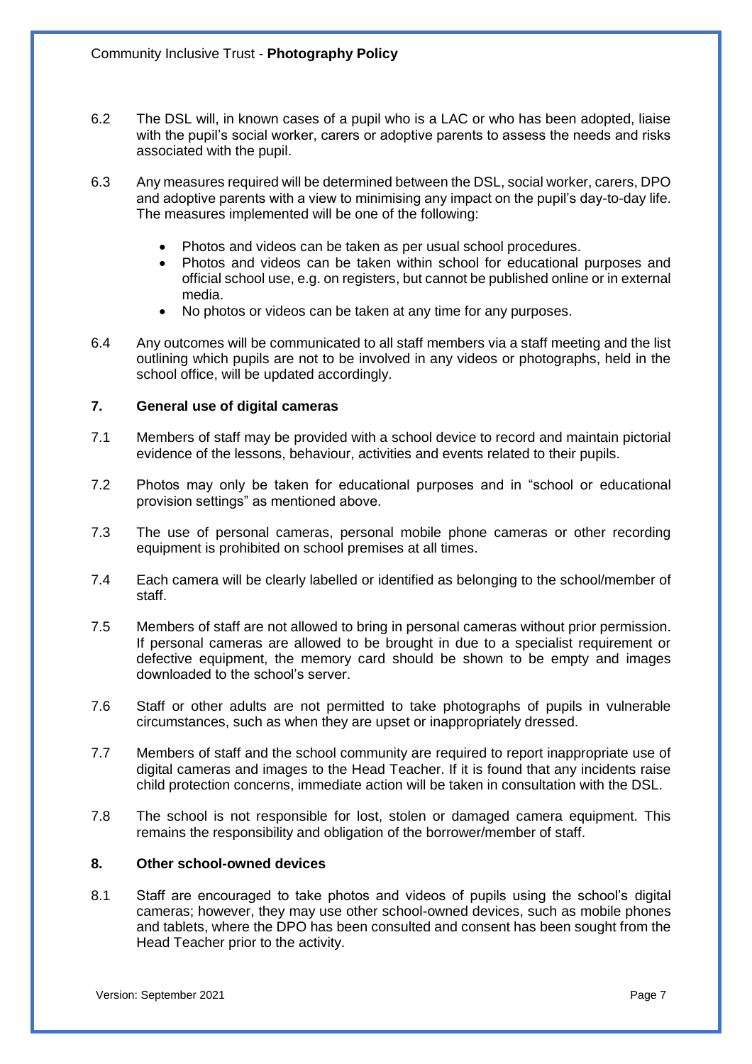6.2 The DSL will, in known cases of a pupil who is a LAC or who has been adopted, liaise with the pupil's social worker, carers or adoptive parents to assess the needs and risks associated with the pupil.

6.3 Any measures required will be determined between the DSL, social worker, carers, DPO and adoptive parents with a view to minimising any impact on the pupil's day-to-day life. The measures implemented will be one of the following:

- Photos and videos can be taken as per usual school procedures.
- Photos and videos can be taken within school for educational purposes and official school use, e.g. on registers, but cannot be published online or in external media.
- No photos or videos can be taken at any time for any purposes.

6.4 Any outcomes will be communicated to all staff members via a staff meeting and the list outlining which pupils are not to be involved in any videos or photographs, held in the school office, will be updated accordingly.

## 7. General use of digital cameras

7.1 Members of staff may be provided with a school device to record and maintain pictorial evidence of the lessons, behaviour, activities and events related to their pupils.

7.2 Photos may only be taken for educational purposes and in "school or educational provision settings" as mentioned above.

7.3 The use of personal cameras, personal mobile phone cameras or other recording equipment is prohibited on school premises at all times.

7.4 Each camera will be clearly labelled or identified as belonging to the school/member of staff.

7.5 Members of staff are not allowed to bring in personal cameras without prior permission. If personal cameras are allowed to be brought in due to a specialist requirement or defective equipment, the memory card should be shown to be empty and images downloaded to the school's server.

7.6 Staff or other adults are not permitted to take photographs of pupils in vulnerable circumstances, such as when they are upset or inappropriately dressed.

7.7 Members of staff and the school community are required to report inappropriate use of digital cameras and images to the Head Teacher. If it is found that any incidents raise child protection concerns, immediate action will be taken in consultation with the DSL.

7.8 The school is not responsible for lost, stolen or damaged camera equipment. This remains the responsibility and obligation of the borrower/member of staff.

## 8. Other school-owned devices

8.1 Staff are encouraged to take photos and videos of pupils using the school's digital cameras; however, they may use other school-owned devices, such as mobile phones and tablets, where the DPO has been consulted and consent has been sought from the Head Teacher prior to the activity.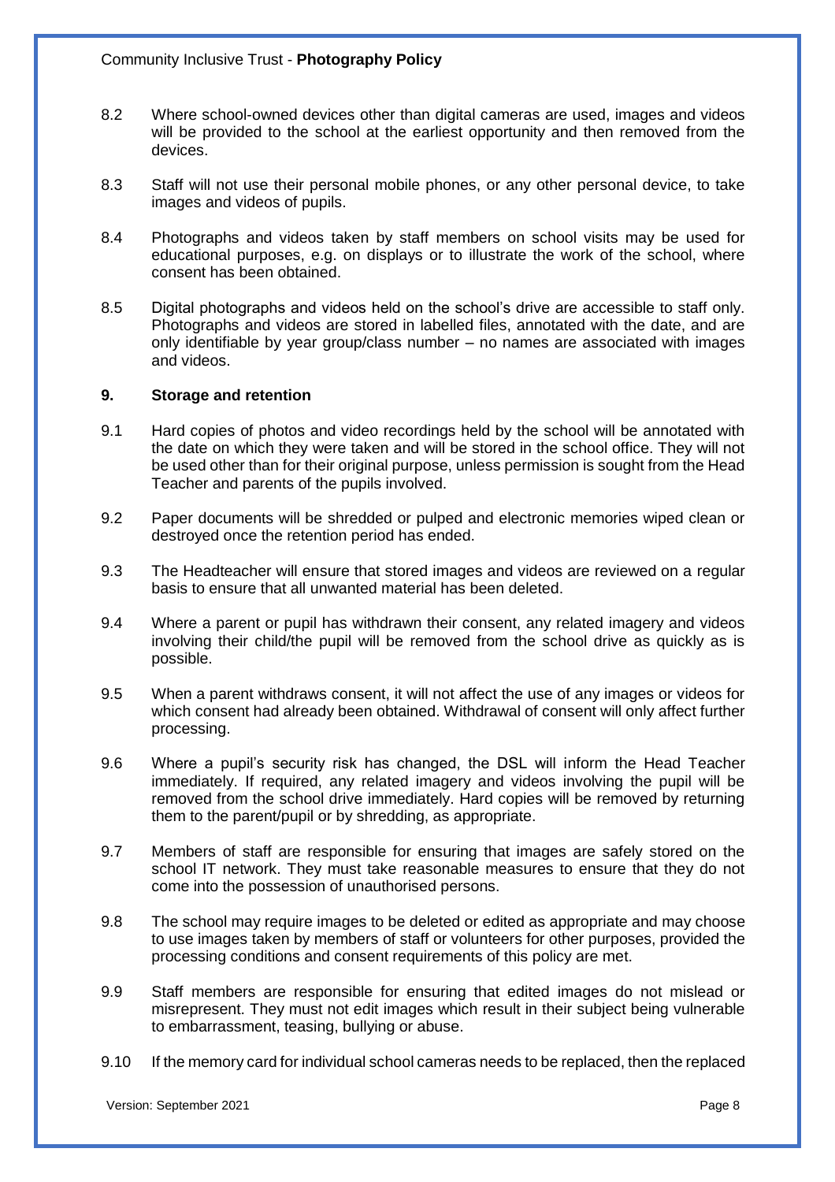8.2 Where school-owned devices other than digital cameras are used, images and videos will be provided to the school at the earliest opportunity and then removed from the devices.

8.3 Staff will not use their personal mobile phones, or any other personal device, to take images and videos of pupils.

8.4 Photographs and videos taken by staff members on school visits may be used for educational purposes, e.g. on displays or to illustrate the work of the school, where consent has been obtained.

8.5 Digital photographs and videos held on the school's drive are accessible to staff only. Photographs and videos are stored in labelled files, annotated with the date, and are only identifiable by year group/class number – no names are associated with images and videos.

## 9. Storage and retention

9.1 Hard copies of photos and video recordings held by the school will be annotated with the date on which they were taken and will be stored in the school office. They will not be used other than for their original purpose, unless permission is sought from the Head Teacher and parents of the pupils involved.

9.2 Paper documents will be shredded or pulped and electronic memories wiped clean or destroyed once the retention period has ended.

9.3 The Headteacher will ensure that stored images and videos are reviewed on a regular basis to ensure that all unwanted material has been deleted.

9.4 Where a parent or pupil has withdrawn their consent, any related imagery and videos involving their child/the pupil will be removed from the school drive as quickly as is possible.

9.5 When a parent withdraws consent, it will not affect the use of any images or videos for which consent had already been obtained. Withdrawal of consent will only affect further processing.

9.6 Where a pupil's security risk has changed, the DSL will inform the Head Teacher immediately. If required, any related imagery and videos involving the pupil will be removed from the school drive immediately. Hard copies will be removed by returning them to the parent/pupil or by shredding, as appropriate.

9.7 Members of staff are responsible for ensuring that images are safely stored on the school IT network. They must take reasonable measures to ensure that they do not come into the possession of unauthorised persons.

9.8 The school may require images to be deleted or edited as appropriate and may choose to use images taken by members of staff or volunteers for other purposes, provided the processing conditions and consent requirements of this policy are met.

9.9 Staff members are responsible for ensuring that edited images do not mislead or misrepresent. They must not edit images which result in their subject being vulnerable to embarrassment, teasing, bullying or abuse.

9.10 If the memory card for individual school cameras needs to be replaced, then the replaced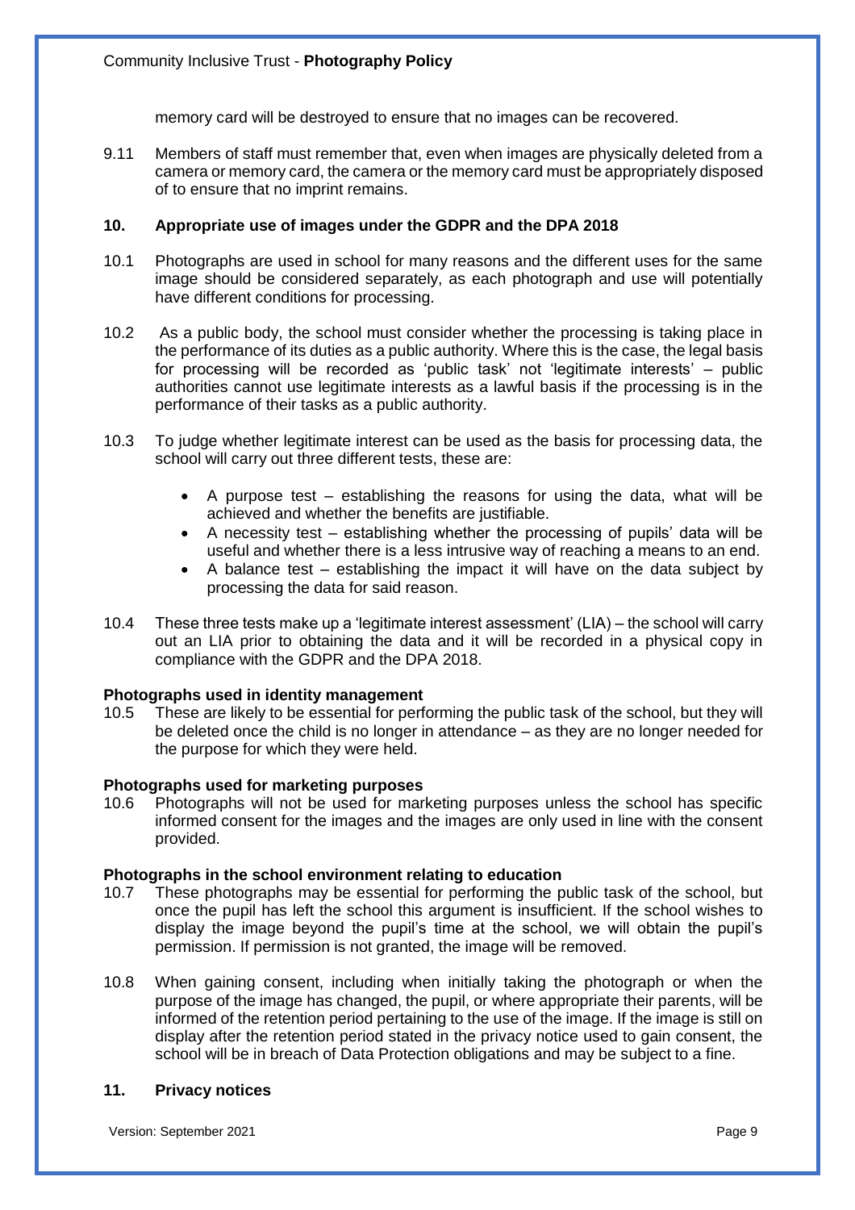memory card will be destroyed to ensure that no images can be recovered.

9.11 Members of staff must remember that, even when images are physically deleted from a camera or memory card, the camera or the memory card must be appropriately disposed of to ensure that no imprint remains.

## 10. Appropriate use of images under the GDPR and the DPA 2018

10.1 Photographs are used in school for many reasons and the different uses for the same image should be considered separately, as each photograph and use will potentially have different conditions for processing.

10.2 As a public body, the school must consider whether the processing is taking place in the performance of its duties as a public authority. Where this is the case, the legal basis for processing will be recorded as 'public task' not 'legitimate interests' – public authorities cannot use legitimate interests as a lawful basis if the processing is in the performance of their tasks as a public authority.

10.3 To judge whether legitimate interest can be used as the basis for processing data, the school will carry out three different tests, these are:

- A purpose test – establishing the reasons for using the data, what will be achieved and whether the benefits are justifiable.
- A necessity test – establishing whether the processing of pupils' data will be useful and whether there is a less intrusive way of reaching a means to an end.
- A balance test – establishing the impact it will have on the data subject by processing the data for said reason.

10.4 These three tests make up a 'legitimate interest assessment' (LIA) – the school will carry out an LIA prior to obtaining the data and it will be recorded in a physical copy in compliance with the GDPR and the DPA 2018.

**Photographs used in identity management**

10.5 These are likely to be essential for performing the public task of the school, but they will be deleted once the child is no longer in attendance – as they are no longer needed for the purpose for which they were held.

**Photographs used for marketing purposes**

10.6 Photographs will not be used for marketing purposes unless the school has specific informed consent for the images and the images are only used in line with the consent provided.

**Photographs in the school environment relating to education**

10.7 These photographs may be essential for performing the public task of the school, but once the pupil has left the school this argument is insufficient. If the school wishes to display the image beyond the pupil's time at the school, we will obtain the pupil's permission. If permission is not granted, the image will be removed.

10.8 When gaining consent, including when initially taking the photograph or when the purpose of the image has changed, the pupil, or where appropriate their parents, will be informed of the retention period pertaining to the use of the image. If the image is still on display after the retention period stated in the privacy notice used to gain consent, the school will be in breach of Data Protection obligations and may be subject to a fine.

## 11. Privacy notices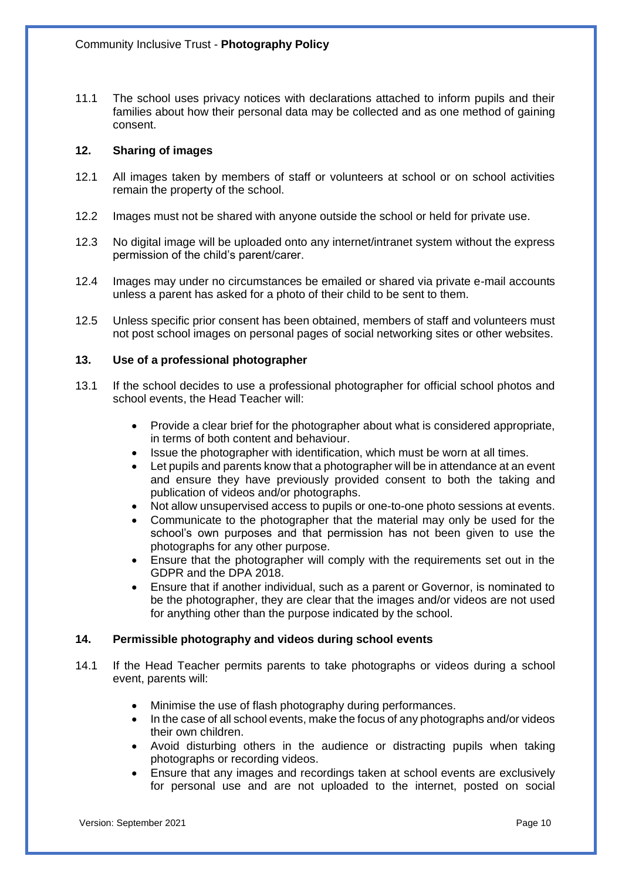11.1 The school uses privacy notices with declarations attached to inform pupils and their families about how their personal data may be collected and as one method of gaining consent.

## 12. Sharing of images

12.1 All images taken by members of staff or volunteers at school or on school activities remain the property of the school.

12.2 Images must not be shared with anyone outside the school or held for private use.

12.3 No digital image will be uploaded onto any internet/intranet system without the express permission of the child's parent/carer.

12.4 Images may under no circumstances be emailed or shared via private e-mail accounts unless a parent has asked for a photo of their child to be sent to them.

12.5 Unless specific prior consent has been obtained, members of staff and volunteers must not post school images on personal pages of social networking sites or other websites.

## 13. Use of a professional photographer

13.1 If the school decides to use a professional photographer for official school photos and school events, the Head Teacher will:

- Provide a clear brief for the photographer about what is considered appropriate, in terms of both content and behaviour.
- Issue the photographer with identification, which must be worn at all times.
- Let pupils and parents know that a photographer will be in attendance at an event and ensure they have previously provided consent to both the taking and publication of videos and/or photographs.
- Not allow unsupervised access to pupils or one-to-one photo sessions at events.
- Communicate to the photographer that the material may only be used for the school's own purposes and that permission has not been given to use the photographs for any other purpose.
- Ensure that the photographer will comply with the requirements set out in the GDPR and the DPA 2018.
- Ensure that if another individual, such as a parent or Governor, is nominated to be the photographer, they are clear that the images and/or videos are not used for anything other than the purpose indicated by the school.

## 14. Permissible photography and videos during school events

14.1 If the Head Teacher permits parents to take photographs or videos during a school event, parents will:

- Minimise the use of flash photography during performances.
- In the case of all school events, make the focus of any photographs and/or videos their own children.
- Avoid disturbing others in the audience or distracting pupils when taking photographs or recording videos.
- Ensure that any images and recordings taken at school events are exclusively for personal use and are not uploaded to the internet, posted on social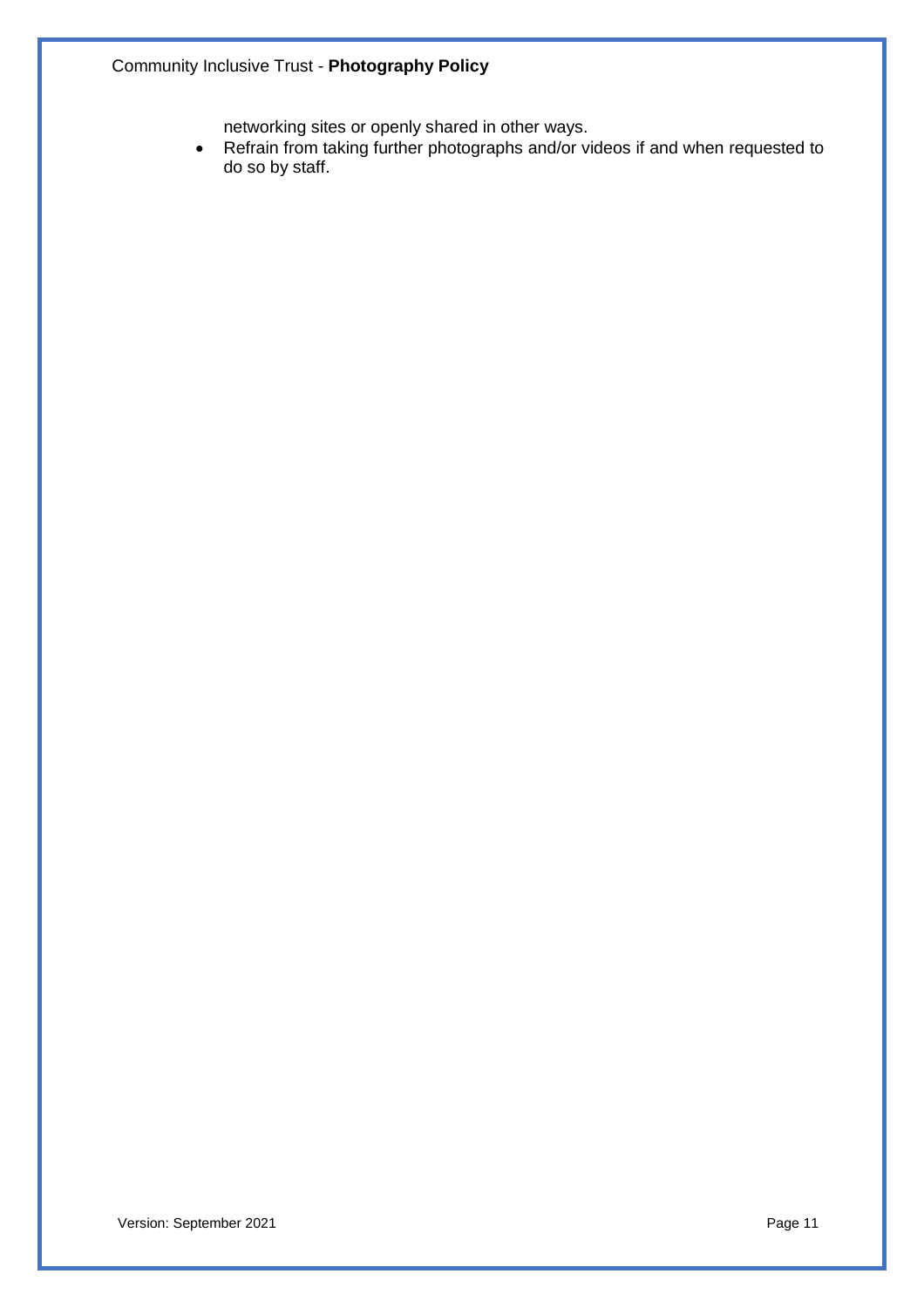networking sites or openly shared in other ways.

- Refrain from taking further photographs and/or videos if and when requested to do so by staff.